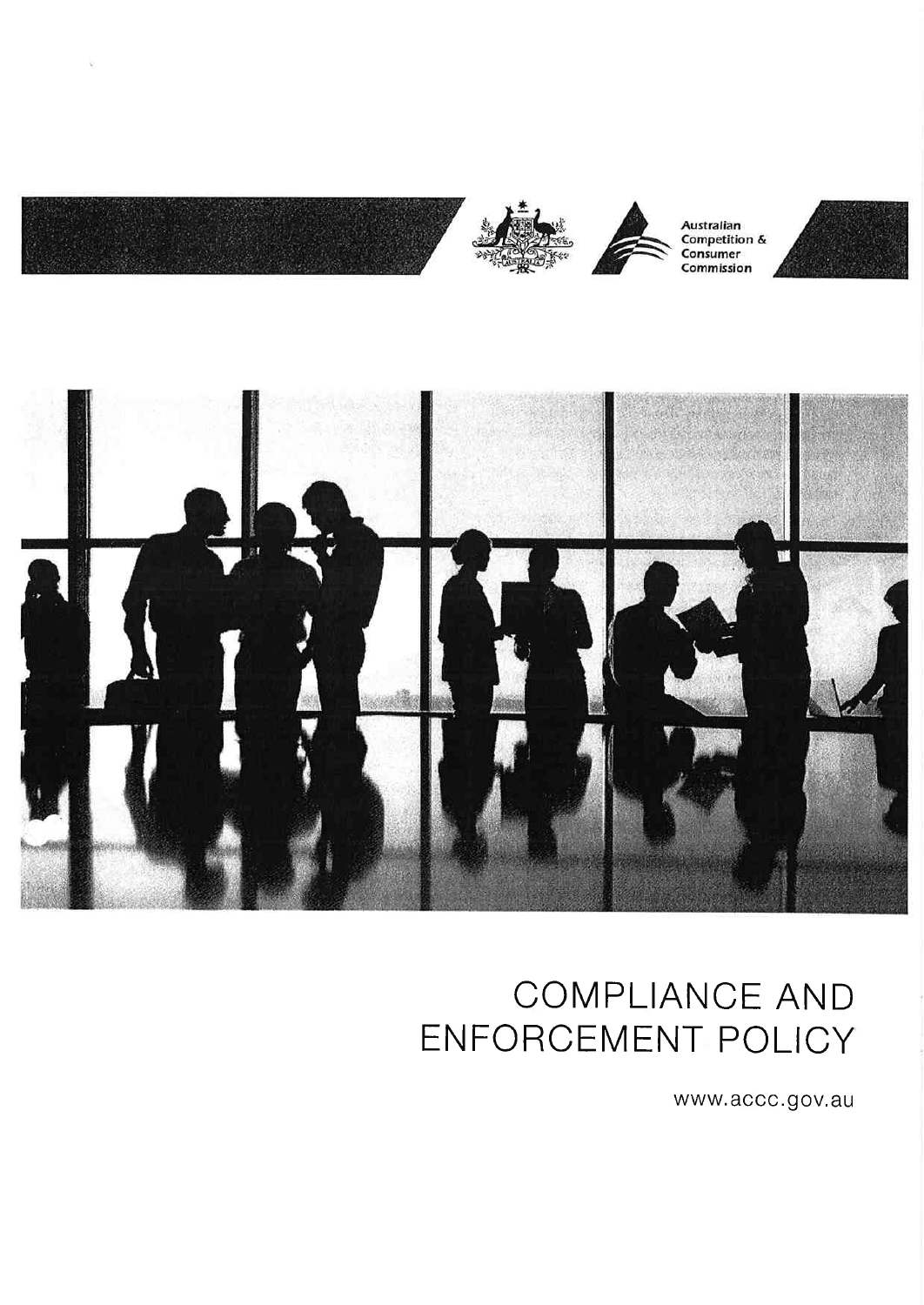Australian Competition & Consumer Commission

# COMPLIANCE AND ENFORCEMENT POLICY

www.accc.gov.au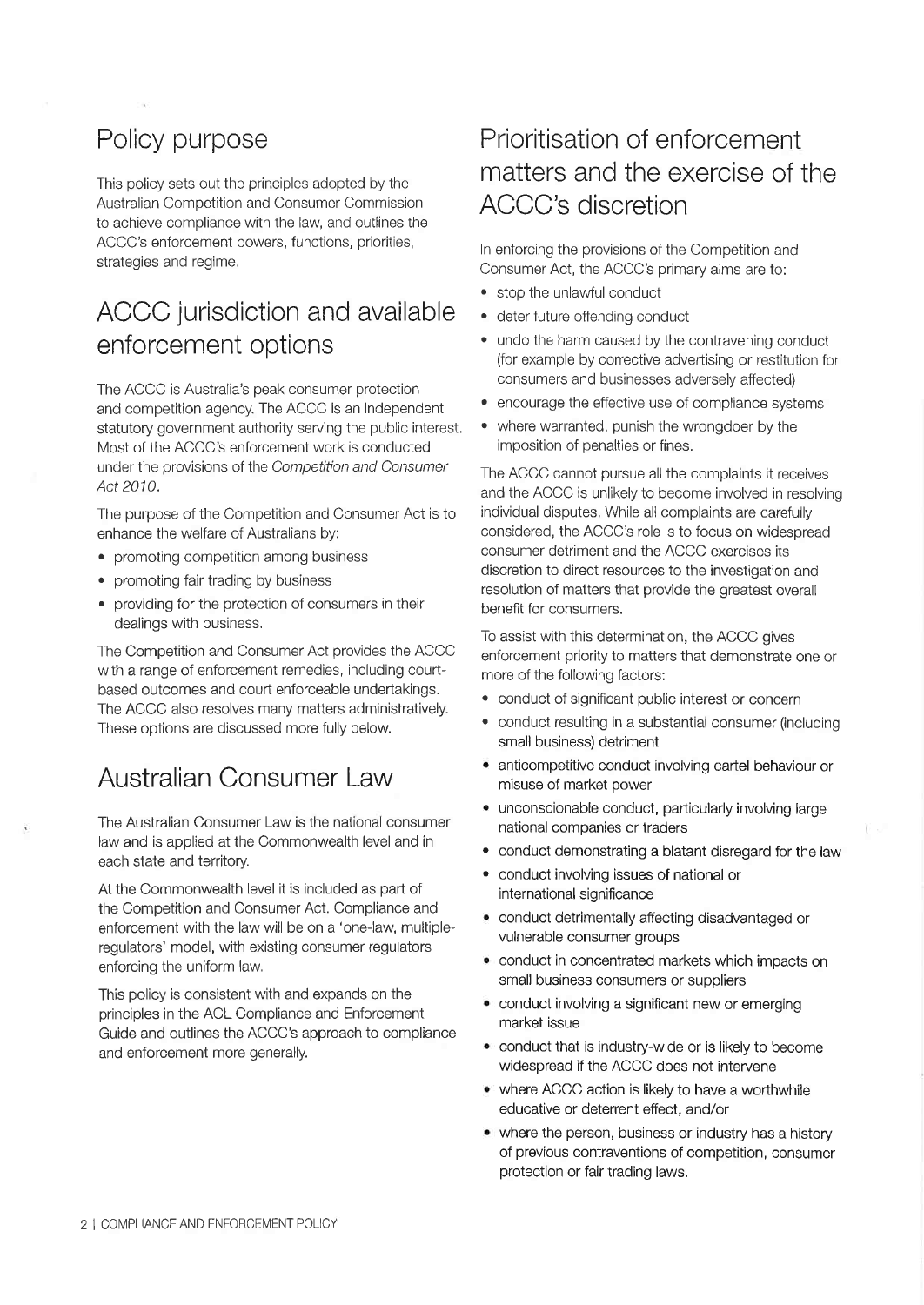## Policy purpose

This policy sets out the principles adopted by the Australian Competition and Consumer Commission to achieve compliance with the law, and outlines the ACCC's enforcement powers, functions, priorities, strategies and regime.

## ACCC jurisdiction and available enforcement options

The ACCC is Australia's peak consumer protection and competition agency. The ACCC is an independent statutory government authority serving the public interest. Most of the ACCC's enforcement work is conducted under the provisions of the *Competition and Consumer Act 2010*.

The purpose of the Competition and Consumer Act is to enhance the welfare of Australians by:

- promoting competition among business
- promoting fair trading by business
- providing for the protection of consumers in their dealings with business.

The Competition and Consumer Act provides the ACCC with a range of enforcement remedies, including court-based outcomes and court enforceable undertakings. The ACCC also resolves many matters administratively. These options are discussed more fully below.

## Australian Consumer Law

The Australian Consumer Law is the national consumer law and is applied at the Commonwealth level and in each state and territory.

At the Commonwealth level it is included as part of the Competition and Consumer Act. Compliance and enforcement with the law will be on a 'one-law, multiple-regulators' model, with existing consumer regulators enforcing the uniform law.

This policy is consistent with and expands on the principles in the ACL Compliance and Enforcement Guide and outlines the ACCC's approach to compliance and enforcement more generally.

## Prioritisation of enforcement matters and the exercise of the ACCC's discretion

In enforcing the provisions of the Competition and Consumer Act, the ACCC's primary aims are to:

- stop the unlawful conduct
- deter future offending conduct
- undo the harm caused by the contravening conduct (for example by corrective advertising or restitution for consumers and businesses adversely affected)
- encourage the effective use of compliance systems
- where warranted, punish the wrongdoer by the imposition of penalties or fines.

The ACCC cannot pursue all the complaints it receives and the ACCC is unlikely to become involved in resolving individual disputes. While all complaints are carefully considered, the ACCC's role is to focus on widespread consumer detriment and the ACCC exercises its discretion to direct resources to the investigation and resolution of matters that provide the greatest overall benefit for consumers.

To assist with this determination, the ACCC gives enforcement priority to matters that demonstrate one or more of the following factors:

- conduct of significant public interest or concern
- conduct resulting in a substantial consumer (including small business) detriment
- anticompetitive conduct involving cartel behaviour or misuse of market power
- unconscionable conduct, particularly involving large national companies or traders
- conduct demonstrating a blatant disregard for the law
- conduct involving issues of national or international significance
- conduct detrimentally affecting disadvantaged or vulnerable consumer groups
- conduct in concentrated markets which impacts on small business consumers or suppliers
- conduct involving a significant new or emerging market issue
- conduct that is industry-wide or is likely to become widespread if the ACCC does not intervene
- where ACCC action is likely to have a worthwhile educative or deterrent effect, and/or
- where the person, business or industry has a history of previous contraventions of competition, consumer protection or fair trading laws.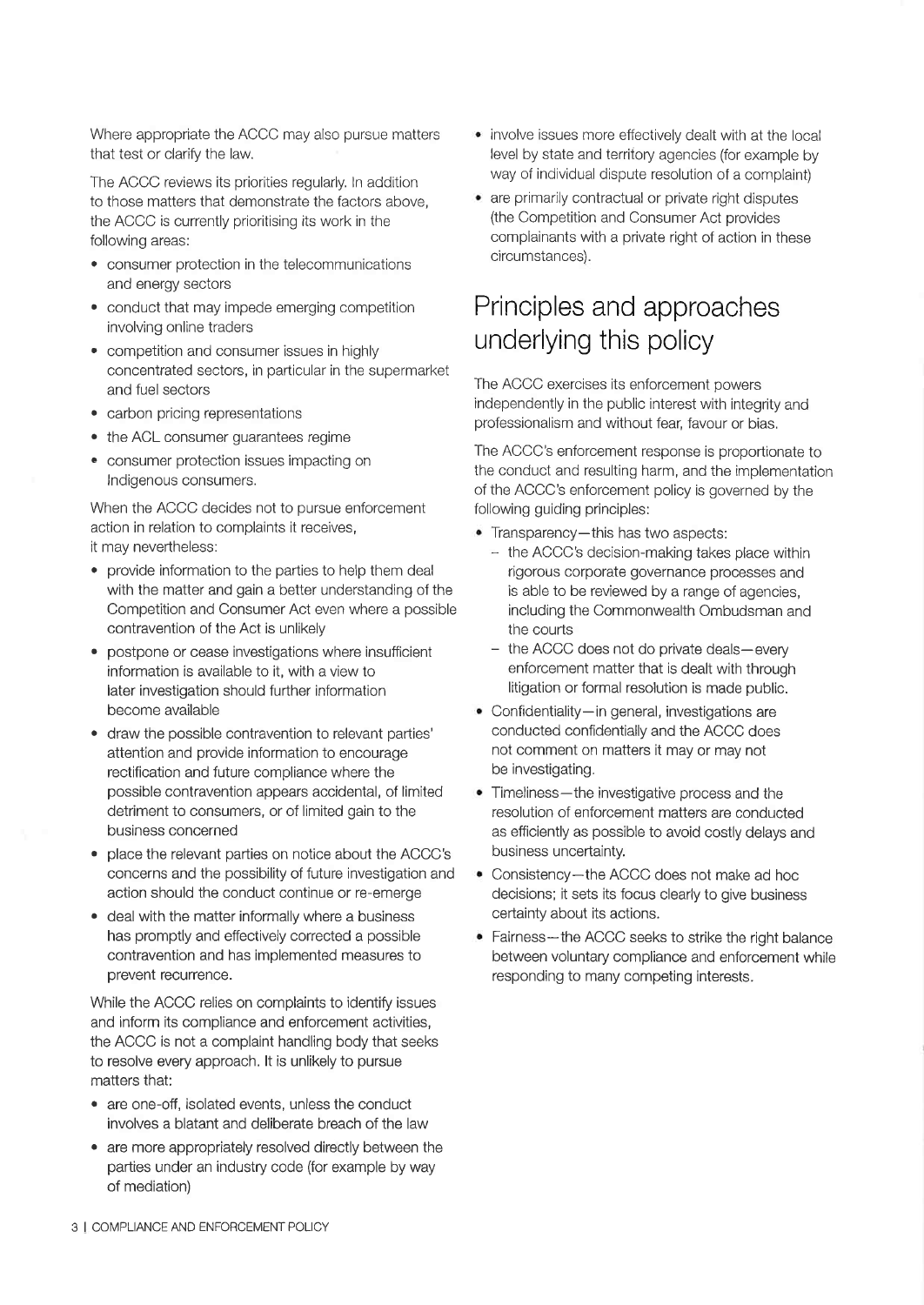Where appropriate the ACCC may also pursue matters that test or clarify the law.

The ACCC reviews its priorities regularly. In addition to those matters that demonstrate the factors above, the ACCC is currently prioritising its work in the following areas:

- consumer protection in the telecommunications and energy sectors
- conduct that may impede emerging competition involving online traders
- competition and consumer issues in highly concentrated sectors, in particular in the supermarket and fuel sectors
- carbon pricing representations
- the ACL consumer guarantees regime
- consumer protection issues impacting on Indigenous consumers.

When the ACCC decides not to pursue enforcement action in relation to complaints it receives, it may nevertheless:

- provide information to the parties to help them deal with the matter and gain a better understanding of the Competition and Consumer Act even where a possible contravention of the Act is unlikely
- postpone or cease investigations where insufficient information is available to it, with a view to later investigation should further information become available
- draw the possible contravention to relevant parties' attention and provide information to encourage rectification and future compliance where the possible contravention appears accidental, of limited detriment to consumers, or of limited gain to the business concerned
- place the relevant parties on notice about the ACCC's concerns and the possibility of future investigation and action should the conduct continue or re-emerge
- deal with the matter informally where a business has promptly and effectively corrected a possible contravention and has implemented measures to prevent recurrence.

While the ACCC relies on complaints to identify issues and inform its compliance and enforcement activities, the ACCC is not a complaint handling body that seeks to resolve every approach. It is unlikely to pursue matters that:

- are one-off, isolated events, unless the conduct involves a blatant and deliberate breach of the law
- are more appropriately resolved directly between the parties under an industry code (for example by way of mediation)
- involve issues more effectively dealt with at the local level by state and territory agencies (for example by way of individual dispute resolution of a complaint)
- are primarily contractual or private right disputes (the Competition and Consumer Act provides complainants with a private right of action in these circumstances).

## Principles and approaches underlying this policy

The ACCC exercises its enforcement powers independently in the public interest with integrity and professionalism and without fear, favour or bias.

The ACCC's enforcement response is proportionate to the conduct and resulting harm, and the implementation of the ACCC's enforcement policy is governed by the following guiding principles:

- Transparency—this has two aspects:
  - the ACCC's decision-making takes place within rigorous corporate governance processes and is able to be reviewed by a range of agencies, including the Commonwealth Ombudsman and the courts
  - the ACCC does not do private deals—every enforcement matter that is dealt with through litigation or formal resolution is made public.
- Confidentiality—in general, investigations are conducted confidentially and the ACCC does not comment on matters it may or may not be investigating.
- Timeliness—the investigative process and the resolution of enforcement matters are conducted as efficiently as possible to avoid costly delays and business uncertainty.
- Consistency—the ACCC does not make ad hoc decisions; it sets its focus clearly to give business certainty about its actions.
- Fairness—the ACCC seeks to strike the right balance between voluntary compliance and enforcement while responding to many competing interests.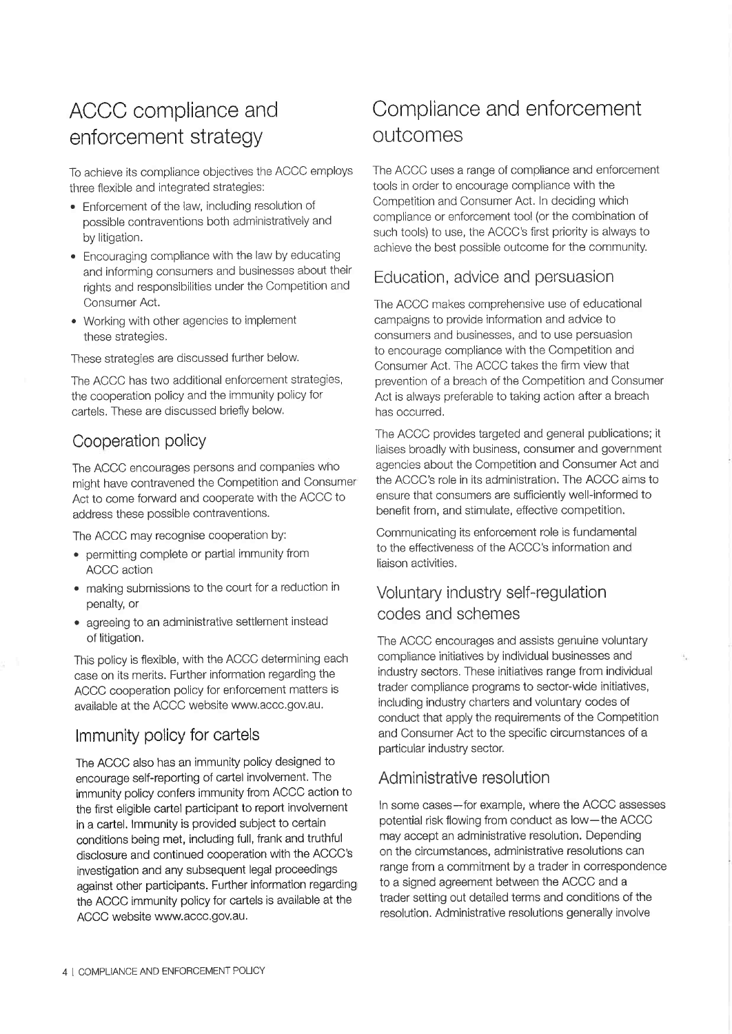## ACCC compliance and enforcement strategy

To achieve its compliance objectives the ACCC employs three flexible and integrated strategies:

- Enforcement of the law, including resolution of possible contraventions both administratively and by litigation.
- Encouraging compliance with the law by educating and informing consumers and businesses about their rights and responsibilities under the Competition and Consumer Act.
- Working with other agencies to implement these strategies.

These strategies are discussed further below.

The ACCC has two additional enforcement strategies, the cooperation policy and the immunity policy for cartels. These are discussed briefly below.

### Cooperation policy

The ACCC encourages persons and companies who might have contravened the Competition and Consumer Act to come forward and cooperate with the ACCC to address these possible contraventions.

The ACCC may recognise cooperation by:

- permitting complete or partial immunity from ACCC action
- making submissions to the court for a reduction in penalty, or
- agreeing to an administrative settlement instead of litigation.

This policy is flexible, with the ACCC determining each case on its merits. Further information regarding the ACCC cooperation policy for enforcement matters is available at the ACCC website www.accc.gov.au.

### Immunity policy for cartels

The ACCC also has an immunity policy designed to encourage self-reporting of cartel involvement. The immunity policy confers immunity from ACCC action to the first eligible cartel participant to report involvement in a cartel. Immunity is provided subject to certain conditions being met, including full, frank and truthful disclosure and continued cooperation with the ACCC's investigation and any subsequent legal proceedings against other participants. Further information regarding the ACCC immunity policy for cartels is available at the ACCC website www.accc.gov.au.

## Compliance and enforcement outcomes

The ACCC uses a range of compliance and enforcement tools in order to encourage compliance with the Competition and Consumer Act. In deciding which compliance or enforcement tool (or the combination of such tools) to use, the ACCC's first priority is always to achieve the best possible outcome for the community.

### Education, advice and persuasion

The ACCC makes comprehensive use of educational campaigns to provide information and advice to consumers and businesses, and to use persuasion to encourage compliance with the Competition and Consumer Act. The ACCC takes the firm view that prevention of a breach of the Competition and Consumer Act is always preferable to taking action after a breach has occurred.

The ACCC provides targeted and general publications; it liaises broadly with business, consumer and government agencies about the Competition and Consumer Act and the ACCC's role in its administration. The ACCC aims to ensure that consumers are sufficiently well-informed to benefit from, and stimulate, effective competition.

Communicating its enforcement role is fundamental to the effectiveness of the ACCC's information and liaison activities.

### Voluntary industry self-regulation codes and schemes

The ACCC encourages and assists genuine voluntary compliance initiatives by individual businesses and industry sectors. These initiatives range from individual trader compliance programs to sector-wide initiatives, including industry charters and voluntary codes of conduct that apply the requirements of the Competition and Consumer Act to the specific circumstances of a particular industry sector.

### Administrative resolution

In some cases—for example, where the ACCC assesses potential risk flowing from conduct as low—the ACCC may accept an administrative resolution. Depending on the circumstances, administrative resolutions can range from a commitment by a trader in correspondence to a signed agreement between the ACCC and a trader setting out detailed terms and conditions of the resolution. Administrative resolutions generally involve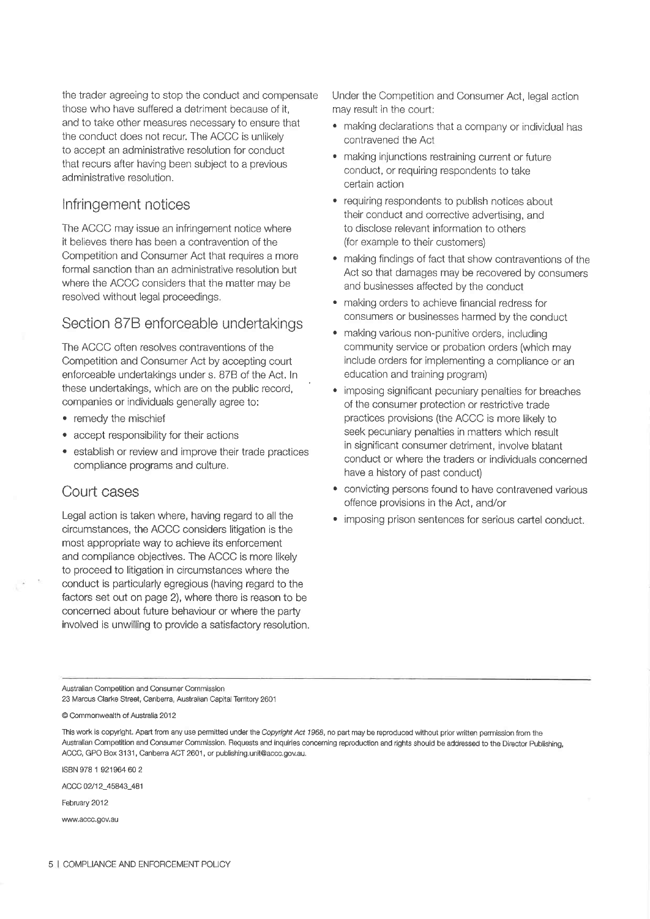the trader agreeing to stop the conduct and compensate those who have suffered a detriment because of it, and to take other measures necessary to ensure that the conduct does not recur. The ACCC is unlikely to accept an administrative resolution for conduct that recurs after having been subject to a previous administrative resolution.

## Infringement notices

The ACCC may issue an infringement notice where it believes there has been a contravention of the Competition and Consumer Act that requires a more formal sanction than an administrative resolution but where the ACCC considers that the matter may be resolved without legal proceedings.

## Section 87B enforceable undertakings

The ACCC often resolves contraventions of the Competition and Consumer Act by accepting court enforceable undertakings under s. 87B of the Act. In these undertakings, which are on the public record, companies or individuals generally agree to:

- remedy the mischief
- accept responsibility for their actions
- establish or review and improve their trade practices compliance programs and culture.

## Court cases

Legal action is taken where, having regard to all the circumstances, the ACCC considers litigation is the most appropriate way to achieve its enforcement and compliance objectives. The ACCC is more likely to proceed to litigation in circumstances where the conduct is particularly egregious (having regard to the factors set out on page 2), where there is reason to be concerned about future behaviour or where the party involved is unwilling to provide a satisfactory resolution.

Under the Competition and Consumer Act, legal action may result in the court:

- making declarations that a company or individual has contravened the Act
- making injunctions restraining current or future conduct, or requiring respondents to take certain action
- requiring respondents to publish notices about their conduct and corrective advertising, and to disclose relevant information to others (for example to their customers)
- making findings of fact that show contraventions of the Act so that damages may be recovered by consumers and businesses affected by the conduct
- making orders to achieve financial redress for consumers or businesses harmed by the conduct
- making various non-punitive orders, including community service or probation orders (which may include orders for implementing a compliance or an education and training program)
- imposing significant pecuniary penalties for breaches of the consumer protection or restrictive trade practices provisions (the ACCC is more likely to seek pecuniary penalties in matters which result in significant consumer detriment, involve blatant conduct or where the traders or individuals concerned have a history of past conduct)
- convicting persons found to have contravened various offence provisions in the Act, and/or
- imposing prison sentences for serious cartel conduct.

---

Australian Competition and Consumer Commission
23 Marcus Clarke Street, Canberra, Australian Capital Territory 2601

© Commonwealth of Australia 2012

This work is copyright. Apart from any use permitted under the *Copyright Act 1968*, no part may be reproduced without prior written permission from the Australian Competition and Consumer Commission. Requests and inquiries concerning reproduction and rights should be addressed to the Director Publishing, ACCC, GPO Box 3131, Canberra ACT 2601, or publishing.unit@accc.gov.au.

ISBN 978 1 921964 60 2

ACCC 02/12_45843_481

February 2012

www.accc.gov.au